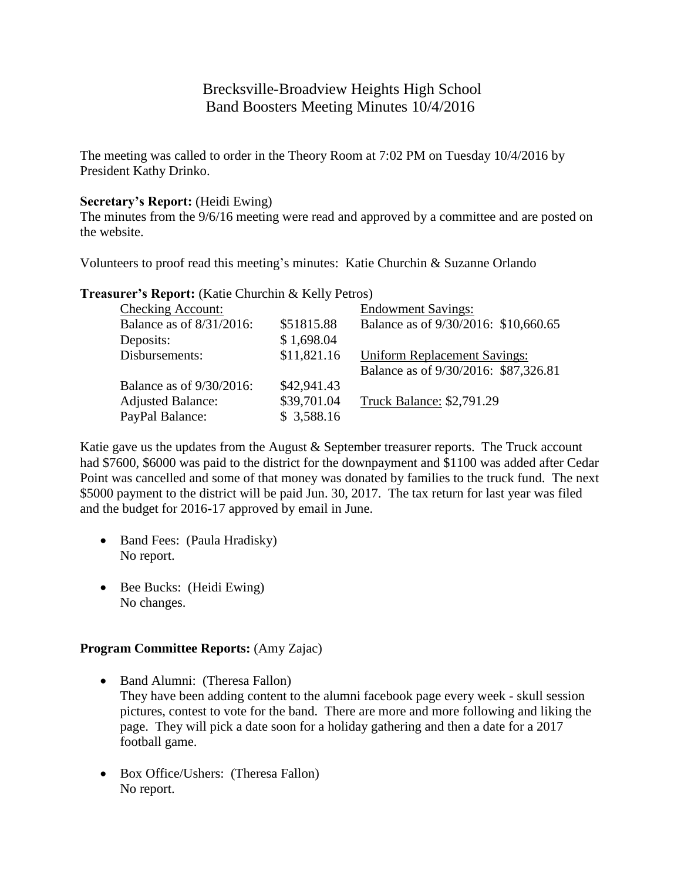# Brecksville-Broadview Heights High School
## Band Boosters Meeting Minutes 10/4/2016

The meeting was called to order in the Theory Room at 7:02 PM on Tuesday 10/4/2016 by President Kathy Drinko.

**Secretary's Report:** (Heidi Ewing)
The minutes from the 9/6/16 meeting were read and approved by a committee and are posted on the website.

Volunteers to proof read this meeting's minutes: Katie Churchin & Suzanne Orlando

**Treasurer's Report:** (Katie Churchin & Kelly Petros)

| Checking Account: | | Endowment Savings: |
|---|---|---|
| Balance as of 8/31/2016: | $51815.88 | Balance as of 9/30/2016: $10,660.65 |
| Deposits: | $ 1,698.04 | |
| Disbursements: | $11,821.16 | Uniform Replacement Savings: |
| | | Balance as of 9/30/2016: $87,326.81 |
| Balance as of 9/30/2016: | $42,941.43 | |
| Adjusted Balance: | $39,701.04 | Truck Balance: $2,791.29 |
| PayPal Balance: | $ 3,588.16 | |

Katie gave us the updates from the August & September treasurer reports. The Truck account had $7600, $6000 was paid to the district for the downpayment and $1100 was added after Cedar Point was cancelled and some of that money was donated by families to the truck fund. The next $5000 payment to the district will be paid Jun. 30, 2017. The tax return for last year was filed and the budget for 2016-17 approved by email in June.

- Band Fees: (Paula Hradisky)
  No report.

- Bee Bucks: (Heidi Ewing)
  No changes.

**Program Committee Reports:** (Amy Zajac)

- Band Alumni: (Theresa Fallon)
  They have been adding content to the alumni facebook page every week - skull session pictures, contest to vote for the band. There are more and more following and liking the page. They will pick a date soon for a holiday gathering and then a date for a 2017 football game.

- Box Office/Ushers: (Theresa Fallon)
  No report.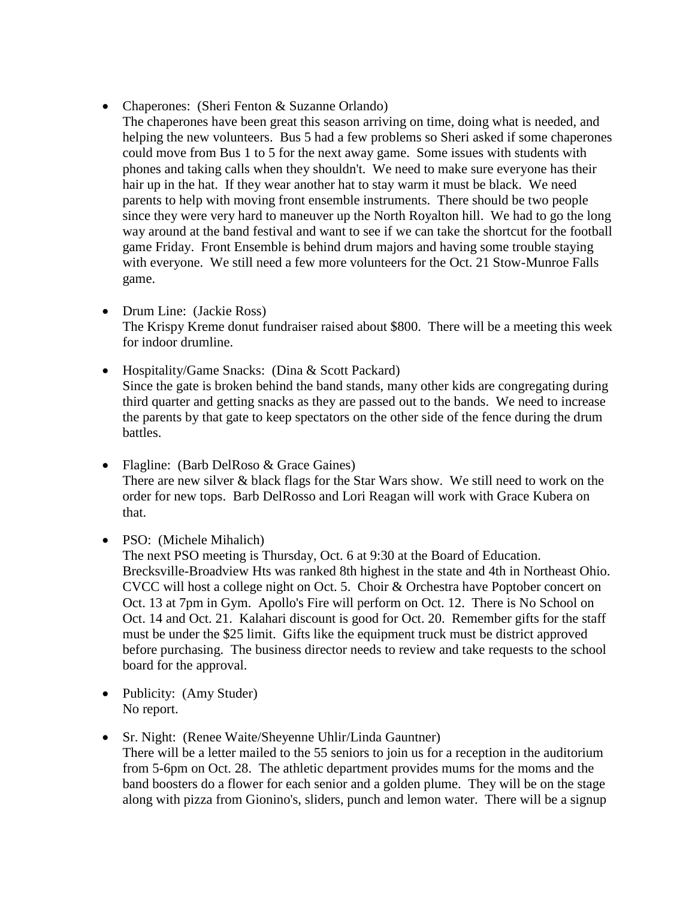- Chaperones: (Sheri Fenton & Suzanne Orlando)
  The chaperones have been great this season arriving on time, doing what is needed, and helping the new volunteers. Bus 5 had a few problems so Sheri asked if some chaperones could move from Bus 1 to 5 for the next away game. Some issues with students with phones and taking calls when they shouldn't. We need to make sure everyone has their hair up in the hat. If they wear another hat to stay warm it must be black. We need parents to help with moving front ensemble instruments. There should be two people since they were very hard to maneuver up the North Royalton hill. We had to go the long way around at the band festival and want to see if we can take the shortcut for the football game Friday. Front Ensemble is behind drum majors and having some trouble staying with everyone. We still need a few more volunteers for the Oct. 21 Stow-Munroe Falls game.

- Drum Line: (Jackie Ross)
  The Krispy Kreme donut fundraiser raised about $800. There will be a meeting this week for indoor drumline.

- Hospitality/Game Snacks: (Dina & Scott Packard)
  Since the gate is broken behind the band stands, many other kids are congregating during third quarter and getting snacks as they are passed out to the bands. We need to increase the parents by that gate to keep spectators on the other side of the fence during the drum battles.

- Flagline: (Barb DelRoso & Grace Gaines)
  There are new silver & black flags for the Star Wars show. We still need to work on the order for new tops. Barb DelRosso and Lori Reagan will work with Grace Kubera on that.

- PSO: (Michele Mihalich)
  The next PSO meeting is Thursday, Oct. 6 at 9:30 at the Board of Education. Brecksville-Broadview Hts was ranked 8th highest in the state and 4th in Northeast Ohio. CVCC will host a college night on Oct. 5. Choir & Orchestra have Poptober concert on Oct. 13 at 7pm in Gym. Apollo's Fire will perform on Oct. 12. There is No School on Oct. 14 and Oct. 21. Kalahari discount is good for Oct. 20. Remember gifts for the staff must be under the $25 limit. Gifts like the equipment truck must be district approved before purchasing. The business director needs to review and take requests to the school board for the approval.

- Publicity: (Amy Studer)
  No report.

- Sr. Night: (Renee Waite/Sheyenne Uhlir/Linda Gauntner)
  There will be a letter mailed to the 55 seniors to join us for a reception in the auditorium from 5-6pm on Oct. 28. The athletic department provides mums for the moms and the band boosters do a flower for each senior and a golden plume. They will be on the stage along with pizza from Gionino's, sliders, punch and lemon water. There will be a signup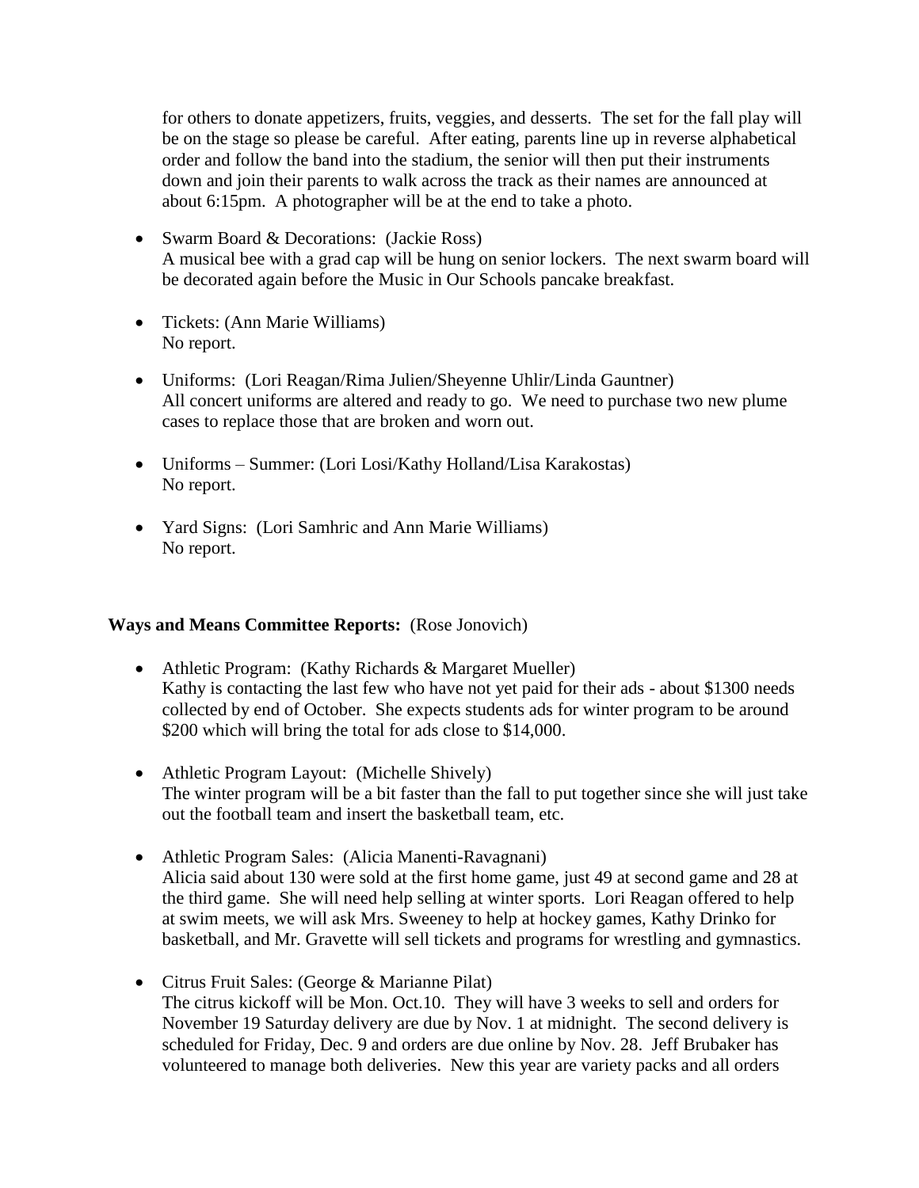for others to donate appetizers, fruits, veggies, and desserts. The set for the fall play will be on the stage so please be careful. After eating, parents line up in reverse alphabetical order and follow the band into the stadium, the senior will then put their instruments down and join their parents to walk across the track as their names are announced at about 6:15pm. A photographer will be at the end to take a photo.

- Swarm Board & Decorations: (Jackie Ross)
  A musical bee with a grad cap will be hung on senior lockers. The next swarm board will be decorated again before the Music in Our Schools pancake breakfast.

- Tickets: (Ann Marie Williams)
  No report.

- Uniforms: (Lori Reagan/Rima Julien/Sheyenne Uhlir/Linda Gauntner)
  All concert uniforms are altered and ready to go. We need to purchase two new plume cases to replace those that are broken and worn out.

- Uniforms – Summer: (Lori Losi/Kathy Holland/Lisa Karakostas)
  No report.

- Yard Signs: (Lori Samhric and Ann Marie Williams)
  No report.

**Ways and Means Committee Reports:** (Rose Jonovich)

- Athletic Program: (Kathy Richards & Margaret Mueller)
  Kathy is contacting the last few who have not yet paid for their ads - about $1300 needs collected by end of October. She expects students ads for winter program to be around $200 which will bring the total for ads close to $14,000.

- Athletic Program Layout: (Michelle Shively)
  The winter program will be a bit faster than the fall to put together since she will just take out the football team and insert the basketball team, etc.

- Athletic Program Sales: (Alicia Manenti-Ravagnani)
  Alicia said about 130 were sold at the first home game, just 49 at second game and 28 at the third game. She will need help selling at winter sports. Lori Reagan offered to help at swim meets, we will ask Mrs. Sweeney to help at hockey games, Kathy Drinko for basketball, and Mr. Gravette will sell tickets and programs for wrestling and gymnastics.

- Citrus Fruit Sales: (George & Marianne Pilat)
  The citrus kickoff will be Mon. Oct.10. They will have 3 weeks to sell and orders for November 19 Saturday delivery are due by Nov. 1 at midnight. The second delivery is scheduled for Friday, Dec. 9 and orders are due online by Nov. 28. Jeff Brubaker has volunteered to manage both deliveries. New this year are variety packs and all orders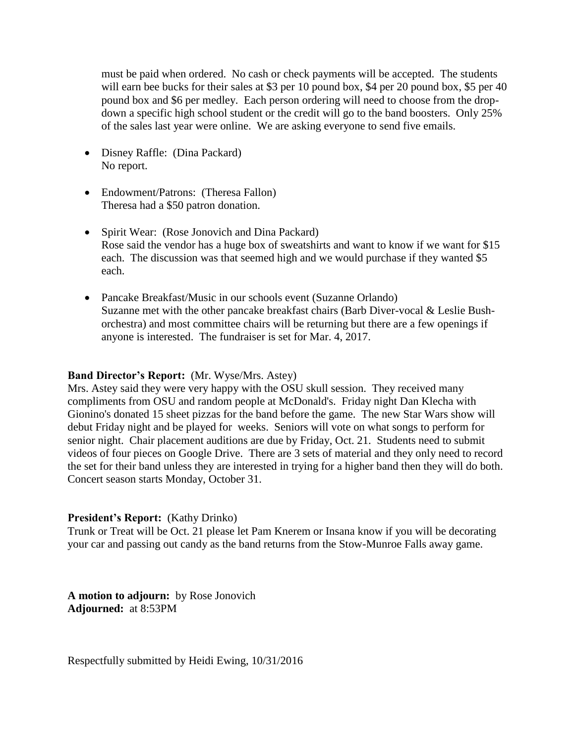must be paid when ordered. No cash or check payments will be accepted. The students will earn bee bucks for their sales at $3 per 10 pound box, $4 per 20 pound box, $5 per 40 pound box and $6 per medley. Each person ordering will need to choose from the drop-down a specific high school student or the credit will go to the band boosters. Only 25% of the sales last year were online. We are asking everyone to send five emails.

- Disney Raffle: (Dina Packard)
  No report.

- Endowment/Patrons: (Theresa Fallon)
  Theresa had a $50 patron donation.

- Spirit Wear: (Rose Jonovich and Dina Packard)
  Rose said the vendor has a huge box of sweatshirts and want to know if we want for $15 each. The discussion was that seemed high and we would purchase if they wanted $5 each.

- Pancake Breakfast/Music in our schools event (Suzanne Orlando)
  Suzanne met with the other pancake breakfast chairs (Barb Diver-vocal & Leslie Bush-orchestra) and most committee chairs will be returning but there are a few openings if anyone is interested. The fundraiser is set for Mar. 4, 2017.

**Band Director's Report:** (Mr. Wyse/Mrs. Astey)
Mrs. Astey said they were very happy with the OSU skull session. They received many compliments from OSU and random people at McDonald's. Friday night Dan Klecha with Gionino's donated 15 sheet pizzas for the band before the game. The new Star Wars show will debut Friday night and be played for weeks. Seniors will vote on what songs to perform for senior night. Chair placement auditions are due by Friday, Oct. 21. Students need to submit videos of four pieces on Google Drive. There are 3 sets of material and they only need to record the set for their band unless they are interested in trying for a higher band then they will do both. Concert season starts Monday, October 31.

**President's Report:** (Kathy Drinko)
Trunk or Treat will be Oct. 21 please let Pam Knerem or Insana know if you will be decorating your car and passing out candy as the band returns from the Stow-Munroe Falls away game.

**A motion to adjourn:** by Rose Jonovich
**Adjourned:** at 8:53PM

Respectfully submitted by Heidi Ewing, 10/31/2016